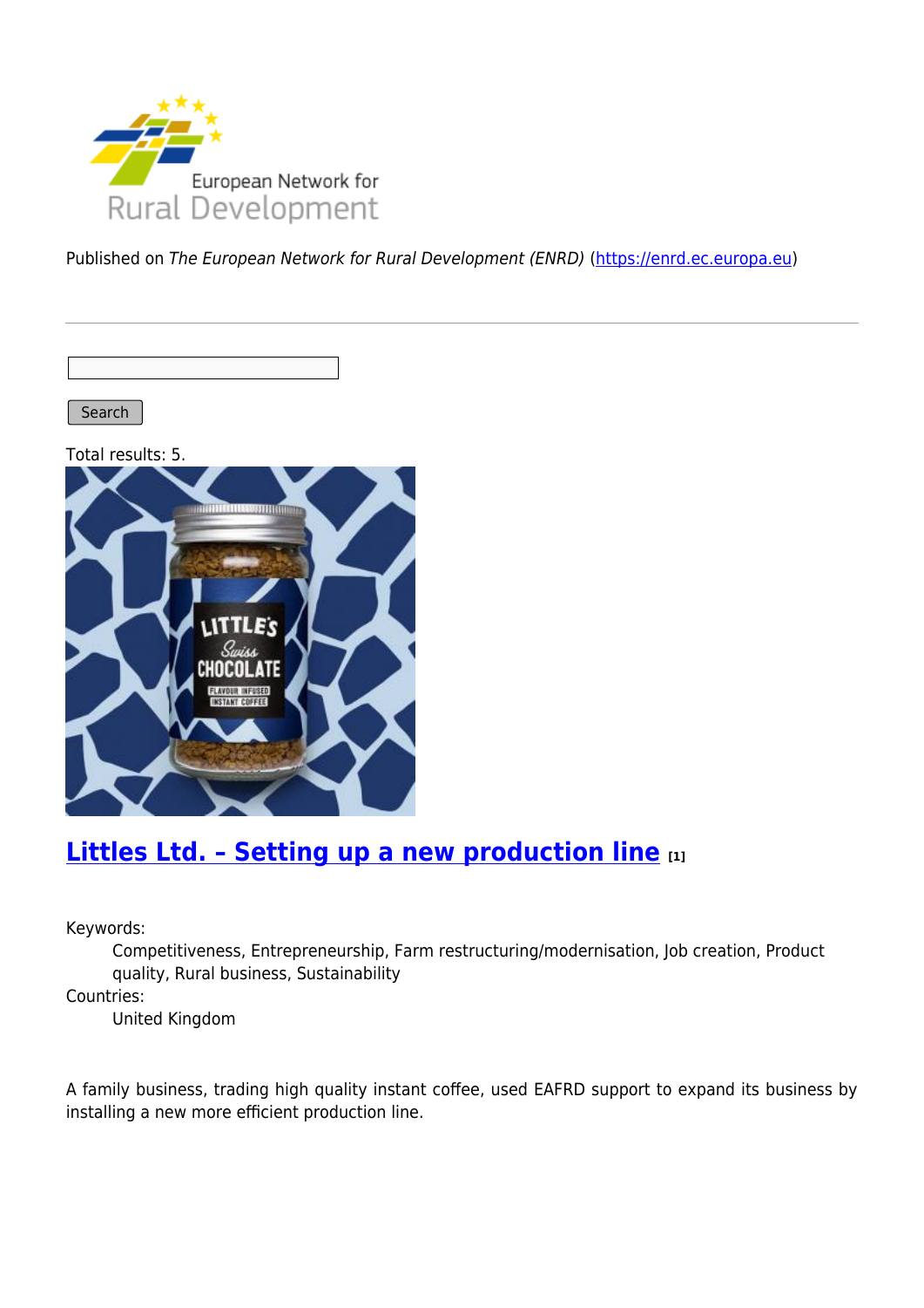Published on *The European Network for Rural Development (ENRD)* (https://enrd.ec.europa.eu)

Search

Total results: 5.

## Littles Ltd. – Setting up a new production line [1]

Keywords:
Competitiveness, Entrepreneurship, Farm restructuring/modernisation, Job creation, Product quality, Rural business, Sustainability

Countries:
United Kingdom

A family business, trading high quality instant coffee, used EAFRD support to expand its business by installing a new more efficient production line.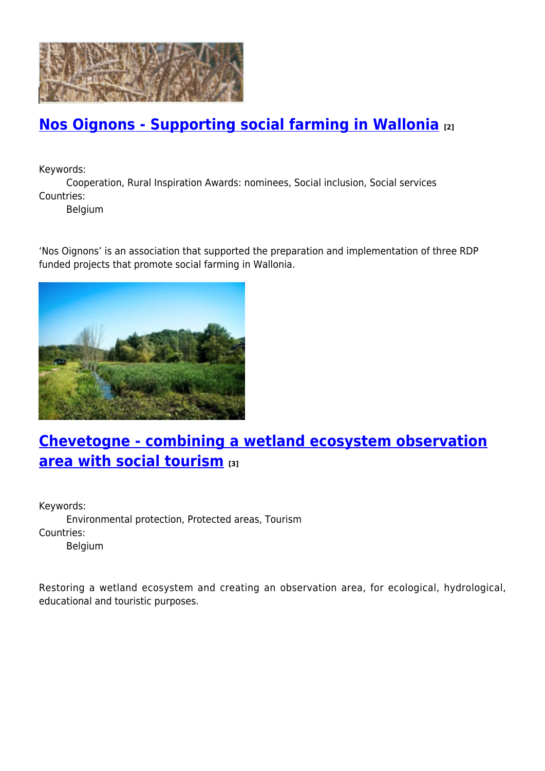## Nos Oignons - Supporting social farming in Wallonia [2]

Keywords:
: Cooperation, Rural Inspiration Awards: nominees, Social inclusion, Social services

Countries:
: Belgium

'Nos Oignons' is an association that supported the preparation and implementation of three RDP funded projects that promote social farming in Wallonia.

## Chevetogne - combining a wetland ecosystem observation area with social tourism [3]

Keywords:
: Environmental protection, Protected areas, Tourism

Countries:
: Belgium

Restoring a wetland ecosystem and creating an observation area, for ecological, hydrological, educational and touristic purposes.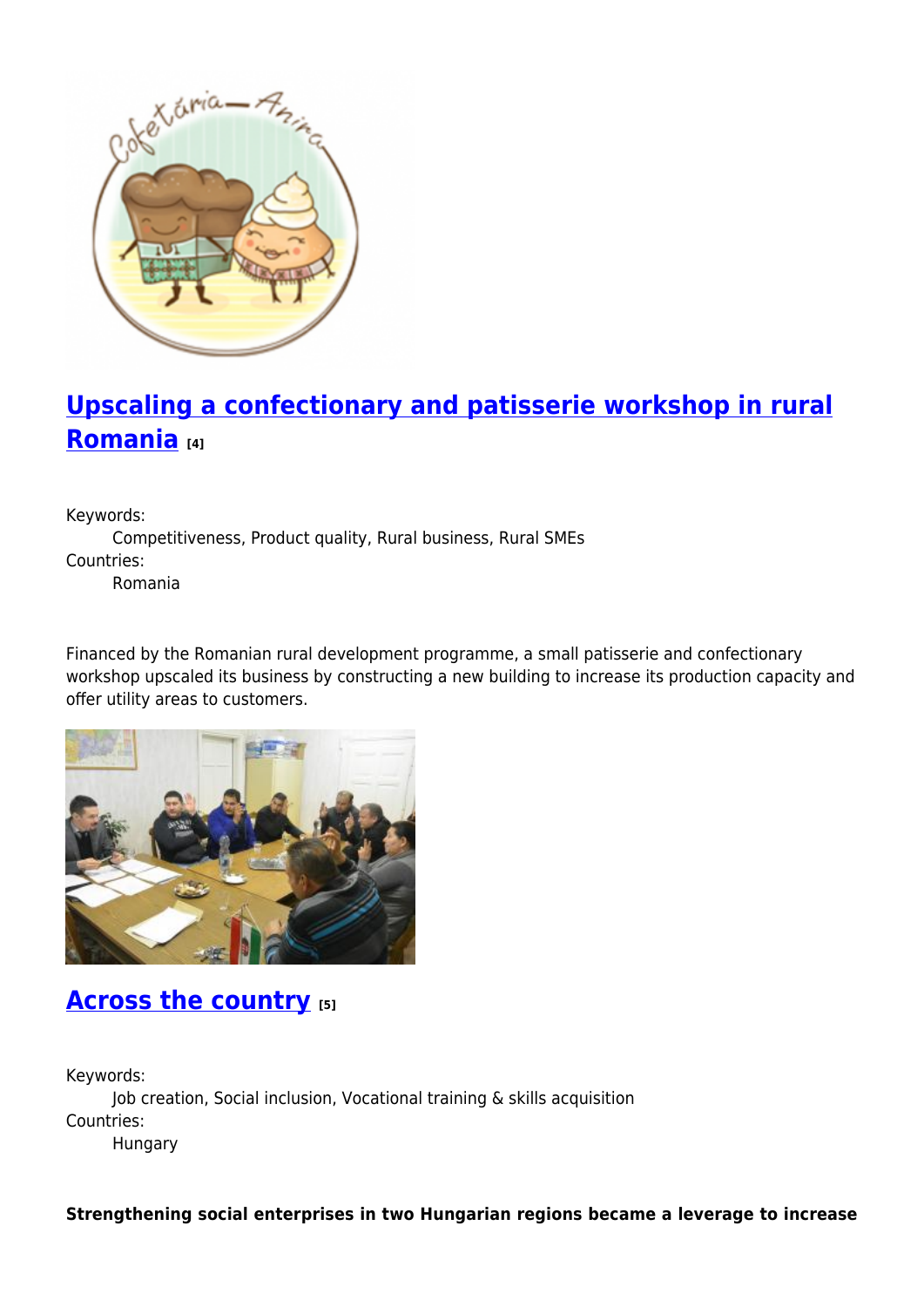## Upscaling a confectionary and patisserie workshop in rural Romania [4]

Keywords:
: Competitiveness, Product quality, Rural business, Rural SMEs

Countries:
: Romania

Financed by the Romanian rural development programme, a small patisserie and confectionary workshop upscaled its business by constructing a new building to increase its production capacity and offer utility areas to customers.

## Across the country [5]

Keywords:
: Job creation, Social inclusion, Vocational training & skills acquisition

Countries:
: Hungary

**Strengthening social enterprises in two Hungarian regions became a leverage to increase**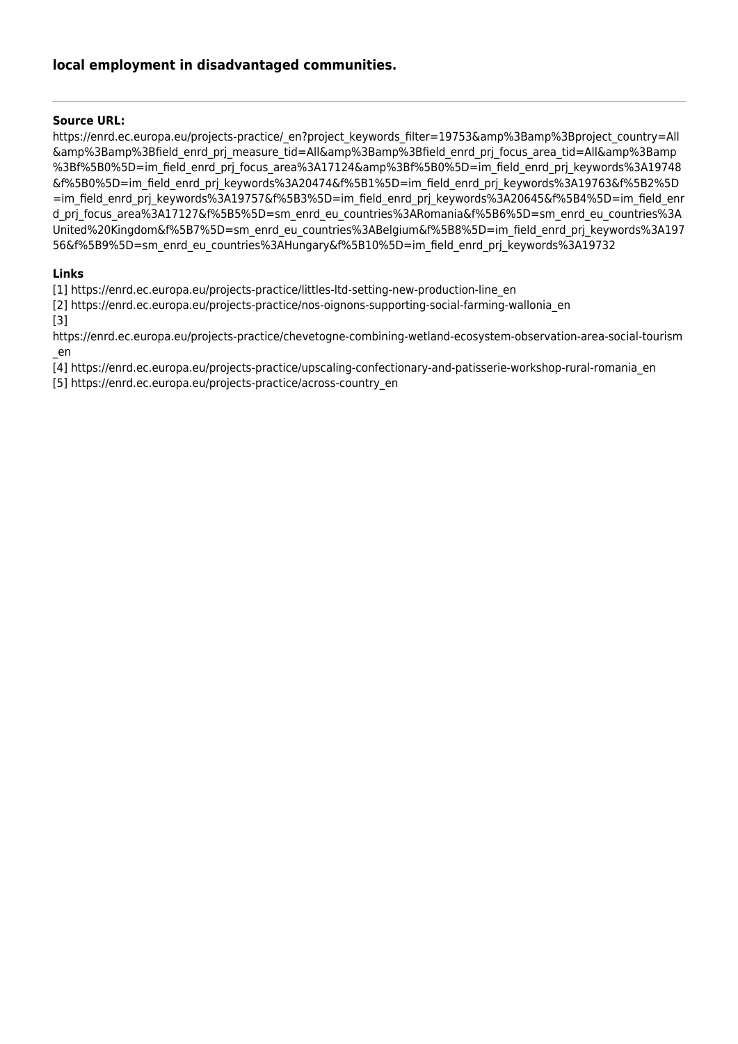**local employment in disadvantaged communities.**

---

**Source URL:**
https://enrd.ec.europa.eu/projects-practice/_en?project_keywords_filter=19753&amp%3Bamp%3Bproject_country=All&amp%3Bamp%3Bfield_enrd_prj_measure_tid=All&amp%3Bamp%3Bfield_enrd_prj_focus_area_tid=All&amp%3Bamp%3Bf%5B0%5D=im_field_enrd_prj_focus_area%3A17124&amp%3Bf%5B0%5D=im_field_enrd_prj_keywords%3A19748&f%5B0%5D=im_field_enrd_prj_keywords%3A20474&f%5B1%5D=im_field_enrd_prj_keywords%3A19763&f%5B2%5D=im_field_enrd_prj_keywords%3A19757&f%5B3%5D=im_field_enrd_prj_keywords%3A20645&f%5B4%5D=im_field_enrd_prj_focus_area%3A17127&f%5B5%5D=sm_enrd_eu_countries%3ARomania&f%5B6%5D=sm_enrd_eu_countries%3AUnited%20Kingdom&f%5B7%5D=sm_enrd_eu_countries%3ABelgium&f%5B8%5D=im_field_enrd_prj_keywords%3A19756&f%5B9%5D=sm_enrd_eu_countries%3AHungary&f%5B10%5D=im_field_enrd_prj_keywords%3A19732

**Links**

[1] https://enrd.ec.europa.eu/projects-practice/littles-ltd-setting-new-production-line_en
[2] https://enrd.ec.europa.eu/projects-practice/nos-oignons-supporting-social-farming-wallonia_en
[3] https://enrd.ec.europa.eu/projects-practice/chevetogne-combining-wetland-ecosystem-observation-area-social-tourism_en
[4] https://enrd.ec.europa.eu/projects-practice/upscaling-confectionary-and-patisserie-workshop-rural-romania_en
[5] https://enrd.ec.europa.eu/projects-practice/across-country_en